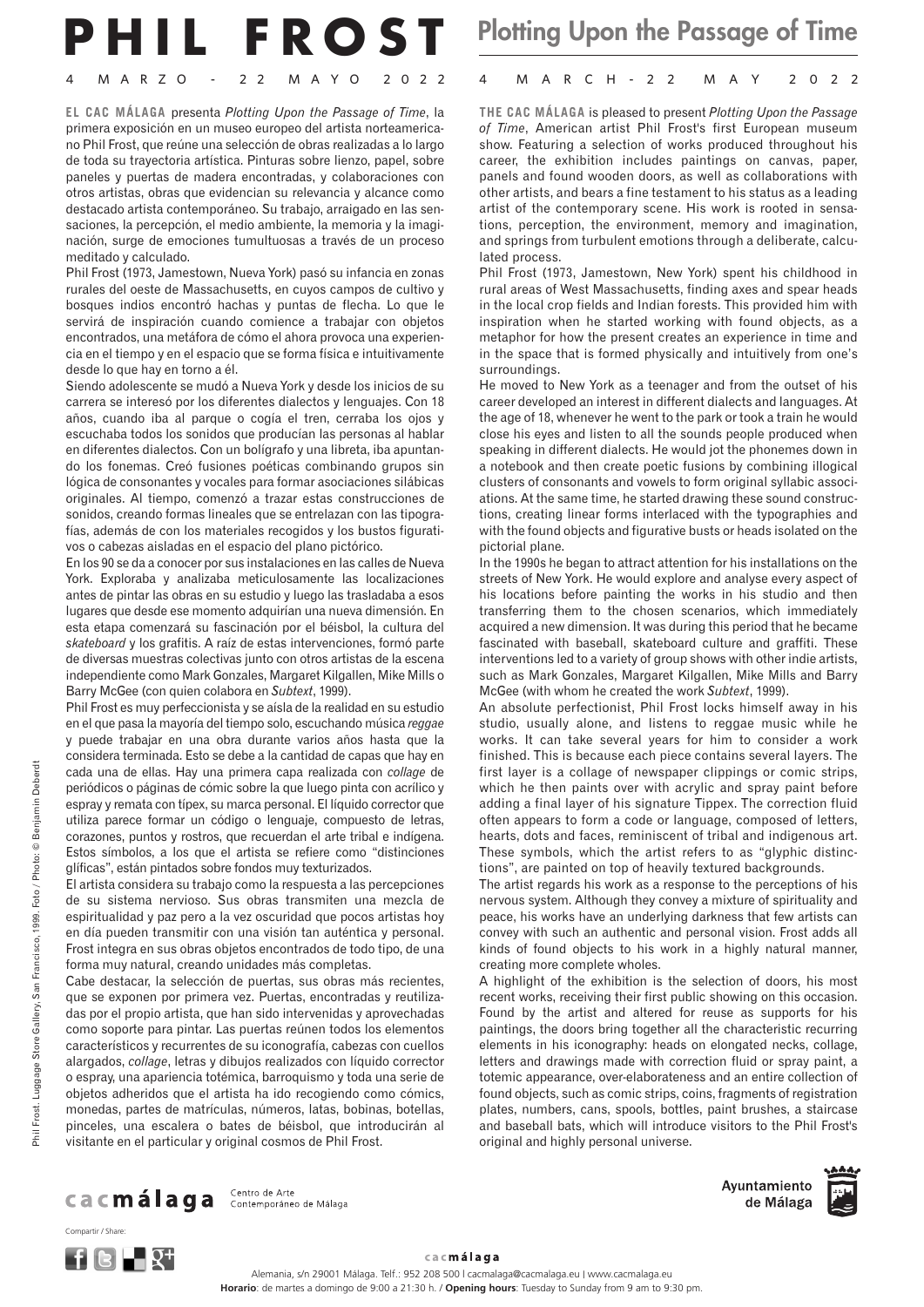# PHIL FROST

## Plotting Upon the Passage of Time

4 MARZO - 22 MAYO 2022

**EL CAC MÁLAGA** presenta *Plotting Upon the Passage of Time*, la primera exposición en un museo europeo del artista norteamericano Phil Frost, que reúne una selección de obras realizadas a lo largo de toda su trayectoria artística. Pinturas sobre lienzo, papel, sobre paneles y puertas de madera encontradas, y colaboraciones con otros artistas, obras que evidencian su relevancia y alcance como destacado artista contemporáneo. Su trabajo, arraigado en las sensaciones, la percepción, el medio ambiente, la memoria y la imaginación, surge de emociones tumultuosas a través de un proceso meditado y calculado.

Phil Frost (1973, Jamestown, Nueva York) pasó su infancia en zonas rurales del oeste de Massachusetts, en cuyos campos de cultivo y bosques indios encontró hachas y puntas de flecha. Lo que le servirá de inspiración cuando comience a trabajar con objetos encontrados, una metáfora de cómo el ahora provoca una experiencia en el tiempo y en el espacio que se forma física e intuitivamente desde lo que hay en torno a él.

Siendo adolescente se mudó a Nueva York y desde los inicios de su carrera se interesó por los diferentes dialectos y lenguajes. Con 18 años, cuando iba al parque o cogía el tren, cerraba los ojos y escuchaba todos los sonidos que producían las personas al hablar en diferentes dialectos. Con un bolígrafo y una libreta, iba apuntando los fonemas. Creó fusiones poéticas combinando grupos sin lógica de consonantes y vocales para formar asociaciones silábicas originales. Al tiempo, comenzó a trazar estas construcciones de sonidos, creando formas lineales que se entrelazan con las tipografías, además de con los materiales recogidos y los bustos figurativos o cabezas aisladas en el espacio del plano pictórico.

En los 90 se da a conocer por sus instalaciones en las calles de Nueva York. Exploraba y analizaba meticulosamente las localizaciones antes de pintar las obras en su estudio y luego las trasladaba a esos lugares que desde ese momento adquirían una nueva dimensión. En esta etapa comenzará su fascinación por el béisbol, la cultura del *skateboard* y los grafitis. A raíz de estas intervenciones, formó parte de diversas muestras colectivas junto con otros artistas de la escena independiente como Mark Gonzales, Margaret Kilgallen, Mike Mills o Barry McGee (con quien colabora en *Subtext*, 1999).

Phil Frost es muy perfeccionista y se aísla de la realidad en su estudio en el que pasa la mayoría del tiempo solo, escuchando música *reggae* y puede trabajar en una obra durante varios años hasta que la considera terminada. Esto se debe a la cantidad de capas que hay en cada una de ellas. Hay una primera capa realizada con *collage* de periódicos o páginas de cómic sobre la que luego pinta con acrílico y espray y remata con típex, su marca personal. El líquido corrector que utiliza parece formar un código o lenguaje, compuesto de letras, corazones, puntos y rostros, que recuerdan el arte tribal e indígena. Estos símbolos, a los que el artista se refiere como "distinciones glíficas", están pintados sobre fondos muy texturizados.

El artista considera su trabajo como la respuesta a las percepciones de su sistema nervioso. Sus obras transmiten una mezcla de espiritualidad y paz pero a la vez oscuridad que pocos artistas hoy en día pueden transmitir con una visión tan auténtica y personal. Frost integra en sus obras objetos encontrados de todo tipo, de una forma muy natural, creando unidades más completas.

Cabe destacar, la selección de puertas, sus obras más recientes, que se exponen por primera vez. Puertas, encontradas y reutilizadas por el propio artista, que han sido intervenidas y aprovechadas como soporte para pintar. Las puertas reúnen todos los elementos característicos y recurrentes de su iconografía, cabezas con cuellos alargados, *collage*, letras y dibujos realizados con líquido corrector o espray, una apariencia totémica, barroquismo y toda una serie de objetos adheridos que el artista ha ido recogiendo como cómics, monedas, partes de matrículas, números, latas, bobinas, botellas, pinceles, una escalera o bates de béisbol, que introducirán al visitante en el particular y original cosmos de Phil Frost.

4 MARCH - 22 MAY 2022

**THE CAC MÁLAGA** is pleased to present *Plotting Upon the Passage of Time*, American artist Phil Frost's first European museum show. Featuring a selection of works produced throughout his career, the exhibition includes paintings on canvas, paper, panels and found wooden doors, as well as collaborations with other artists, and bears a fine testament to his status as a leading artist of the contemporary scene. His work is rooted in sensations, perception, the environment, memory and imagination, and springs from turbulent emotions through a deliberate, calculated process.

Phil Frost (1973, Jamestown, New York) spent his childhood in rural areas of West Massachusetts, finding axes and spear heads in the local crop fields and Indian forests. This provided him with inspiration when he started working with found objects, as a metaphor for how the present creates an experience in time and in the space that is formed physically and intuitively from one's surroundings.

He moved to New York as a teenager and from the outset of his career developed an interest in different dialects and languages. At the age of 18, whenever he went to the park or took a train he would close his eyes and listen to all the sounds people produced when speaking in different dialects. He would jot the phonemes down in a notebook and then create poetic fusions by combining illogical clusters of consonants and vowels to form original syllabic associations. At the same time, he started drawing these sound constructions, creating linear forms interlaced with the typographies and with the found objects and figurative busts or heads isolated on the pictorial plane.

In the 1990s he began to attract attention for his installations on the streets of New York. He would explore and analyse every aspect of his locations before painting the works in his studio and then transferring them to the chosen scenarios, which immediately acquired a new dimension. It was during this period that he became fascinated with baseball, skateboard culture and graffiti. These interventions led to a variety of group shows with other indie artists, such as Mark Gonzales, Margaret Kilgallen, Mike Mills and Barry McGee (with whom he created the work *Subtext*, 1999).

An absolute perfectionist, Phil Frost locks himself away in his studio, usually alone, and listens to reggae music while he works. It can take several years for him to consider a work finished. This is because each piece contains several layers. The first layer is a collage of newspaper clippings or comic strips, which he then paints over with acrylic and spray paint before adding a final layer of his signature Tippex. The correction fluid often appears to form a code or language, composed of letters, hearts, dots and faces, reminiscent of tribal and indigenous art. These symbols, which the artist refers to as "glyphic distinctions", are painted on top of heavily textured backgrounds.

The artist regards his work as a response to the perceptions of his nervous system. Although they convey a mixture of spirituality and peace, his works have an underlying darkness that few artists can convey with such an authentic and personal vision. Frost adds all kinds of found objects to his work in a highly natural manner, creating more complete wholes.

A highlight of the exhibition is the selection of doors, his most recent works, receiving their first public showing on this occasion. Found by the artist and altered for reuse as supports for his paintings, the doors bring together all the characteristic recurring elements in his iconography: heads on elongated necks, collage, letters and drawings made with correction fluid or spray paint, a totemic appearance, over-elaborateness and an entire collection of found objects, such as comic strips, coins, fragments of registration plates, numbers, cans, spools, bottles, paint brushes, a staircase and baseball bats, which will introduce visitors to the Phil Frost's original and highly personal universe.

Phil Frost. Luggage Store Gallery, San Francisco, 1999. Foto / Photo: © Benjamin Deberdt

cacmálaga Centro de Arte Contemporáneo de Málaga

Ayuntamiento de Málaga

Compartir / Share:

cacmálaga

Alemania, s/n 29001 Málaga. Telf.: 952 208 500 | cacmalaga@cacmalaga.eu | www.cacmalaga.eu

**Horario**: de martes a domingo de 9:00 a 21:30 h. / **Opening hours**: Tuesday to Sunday from 9 am to 9:30 pm.